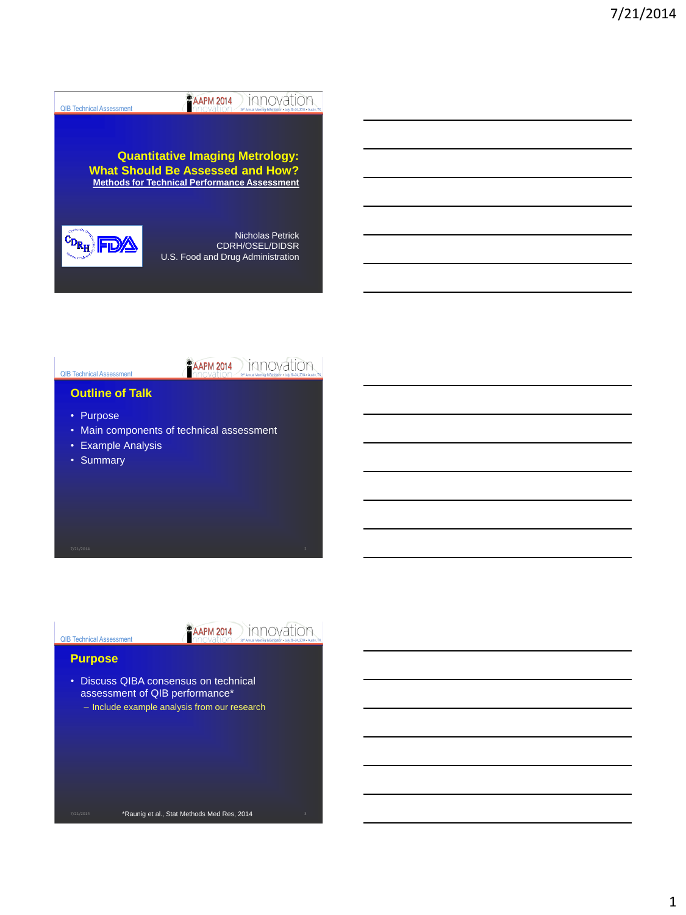# Quantitative Imaging Metrology: What Should Be Assessed and How?

**Methods for Technical Performance Assessment**

Nicholas Petrick
CDRH/OSEL/DIDSR
U.S. Food and Drug Administration

## Outline of Talk

- Purpose
- Main components of technical assessment
- Example Analysis
- Summary

## Purpose

- Discuss QIBA consensus on technical assessment of QIB performance*
  - Include example analysis from our research

*Raunig et al., Stat Methods Med Res, 2014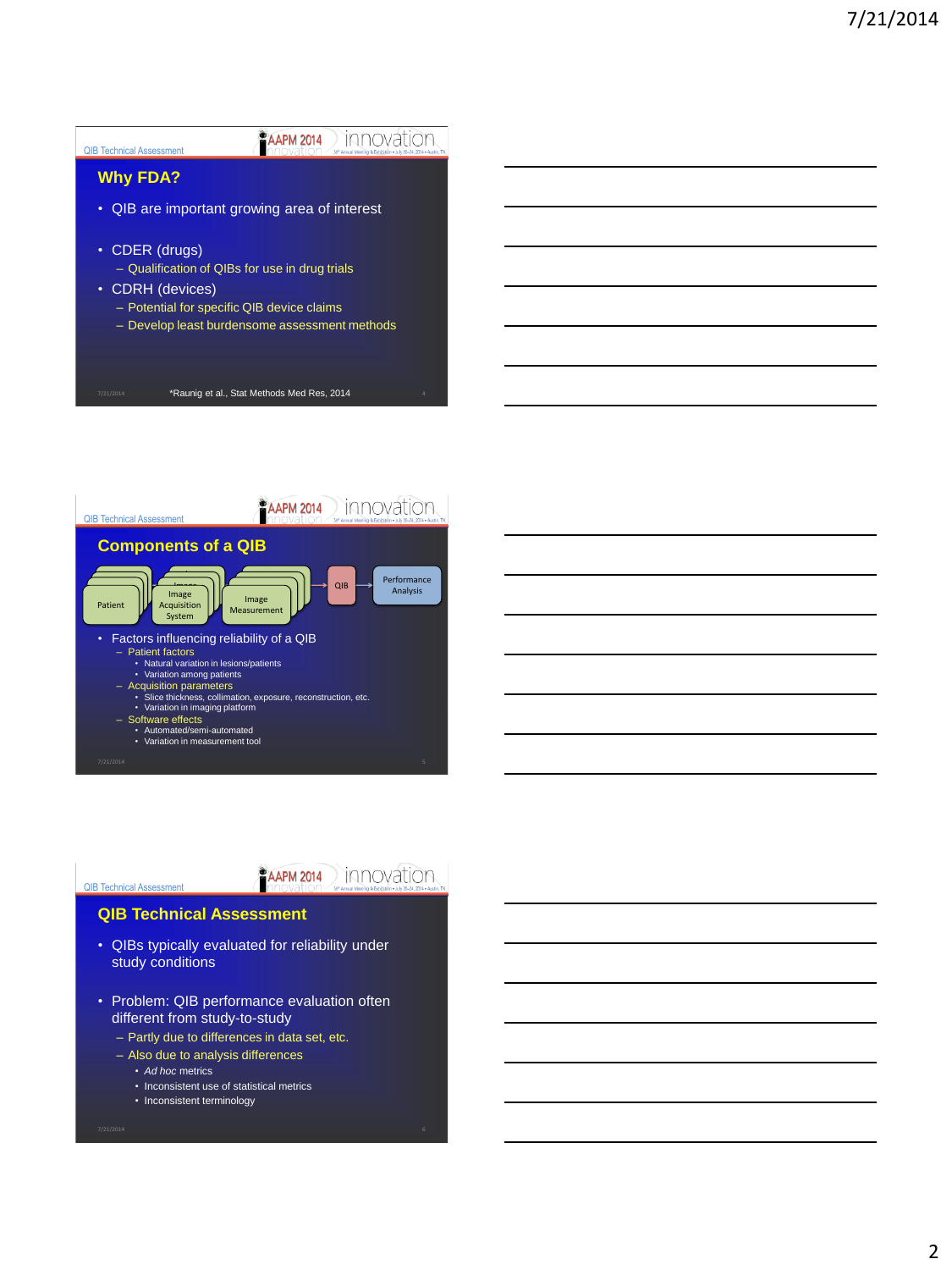## Why FDA?

- QIB are important growing area of interest
- CDER (drugs)
  - Qualification of QIBs for use in drug trials
- CDRH (devices)
  - Potential for specific QIB device claims
  - Develop least burdensome assessment methods

*Raunig et al., Stat Methods Med Res, 2014

## Components of a QIB

Patient → Image Acquisition System → Image Measurement → QIB → Performance Analysis

- Factors influencing reliability of a QIB
  - Patient factors
    - Natural variation in lesions/patients
    - Variation among patients
  - Acquisition parameters
    - Slice thickness, collimation, exposure, reconstruction, etc.
    - Variation in imaging platform
  - Software effects
    - Automated/semi-automated
    - Variation in measurement tool

## QIB Technical Assessment

- QIBs typically evaluated for reliability under study conditions
- Problem: QIB performance evaluation often different from study-to-study
  - Partly due to differences in data set, etc.
  - Also due to analysis differences
    - *Ad hoc* metrics
    - Inconsistent use of statistical metrics
    - Inconsistent terminology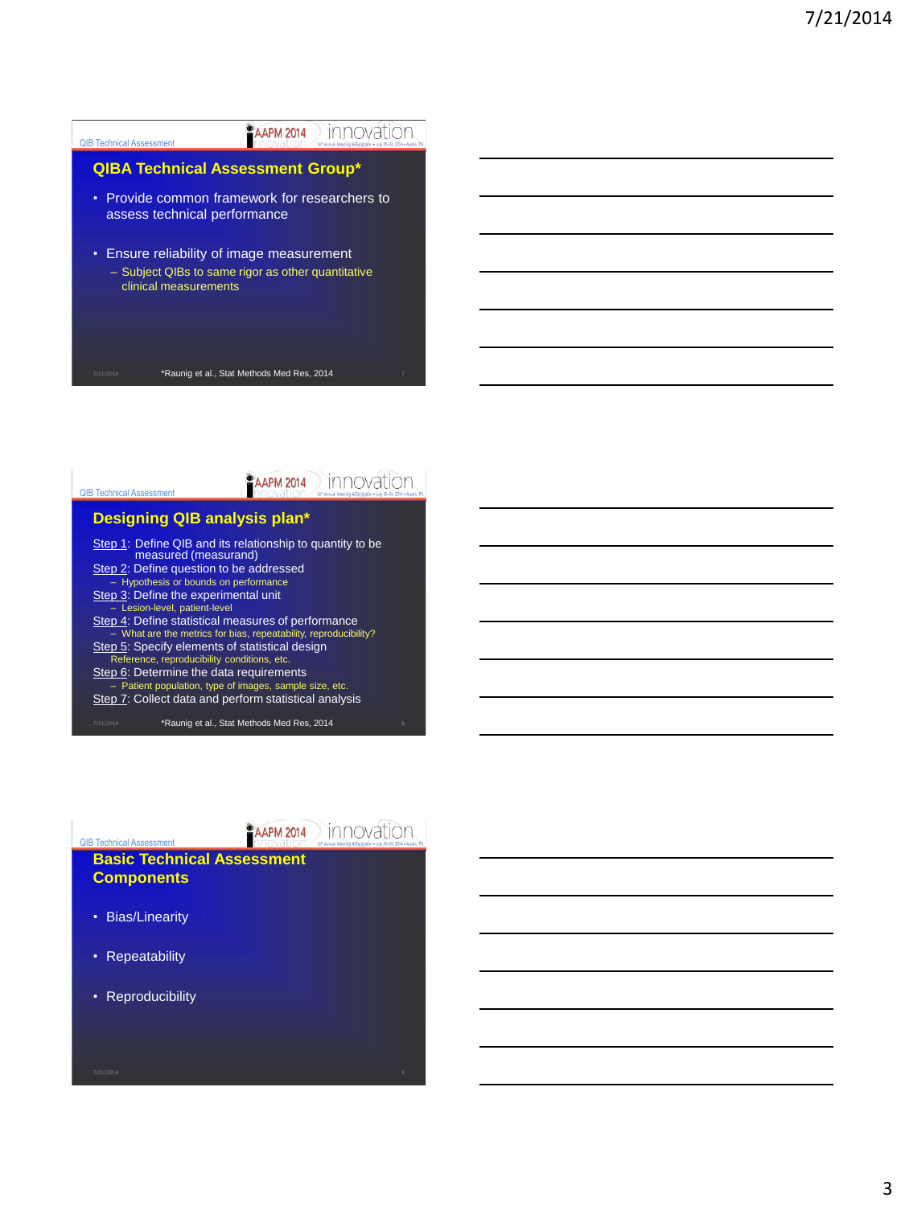## QIBA Technical Assessment Group*

- Provide common framework for researchers to assess technical performance
- Ensure reliability of image measurement
  - Subject QIBs to same rigor as other quantitative clinical measurements

*Raunig et al., Stat Methods Med Res, 2014

## Designing QIB analysis plan*

Step 1: Define QIB and its relationship to quantity to be measured (measurand)

Step 2: Define question to be addressed
- Hypothesis or bounds on performance

Step 3: Define the experimental unit
- Lesion-level, patient-level

Step 4: Define statistical measures of performance
- What are the metrics for bias, repeatability, reproducibility?

Step 5: Specify elements of statistical design
- Reference, reproducibility conditions, etc.

Step 6: Determine the data requirements
- Patient population, type of images, sample size, etc.

Step 7: Collect data and perform statistical analysis

*Raunig et al., Stat Methods Med Res, 2014

## Basic Technical Assessment Components

- Bias/Linearity
- Repeatability
- Reproducibility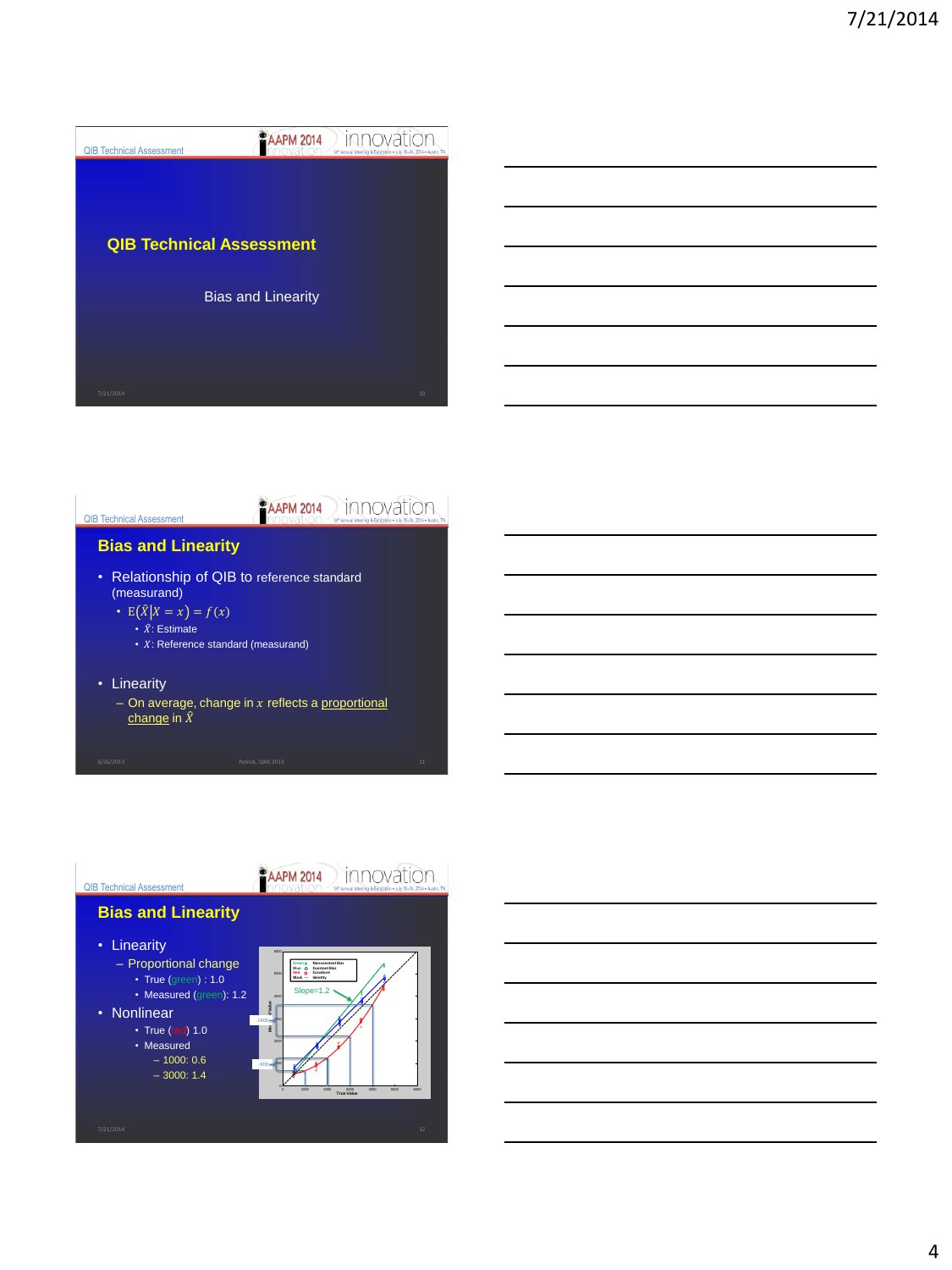## QIB Technical Assessment

Bias and Linearity

## Bias and Linearity

- Relationship of QIB to reference standard (measurand)
  - $E(\hat{X}|X = x) = f(x)$
    - $\hat{X}$: Estimate
    - $X$: Reference standard (measurand)
- Linearity
  - On average, change in $x$ reflects a proportional change in $\hat{X}$

## Bias and Linearity

- Linearity
  - Proportional change
    - True (green) : 1.0
    - Measured (green): 1.2
- Nonlinear
  - True (red) 1.0
  - Measured
    - 1000: 0.6
    - 3000: 1.4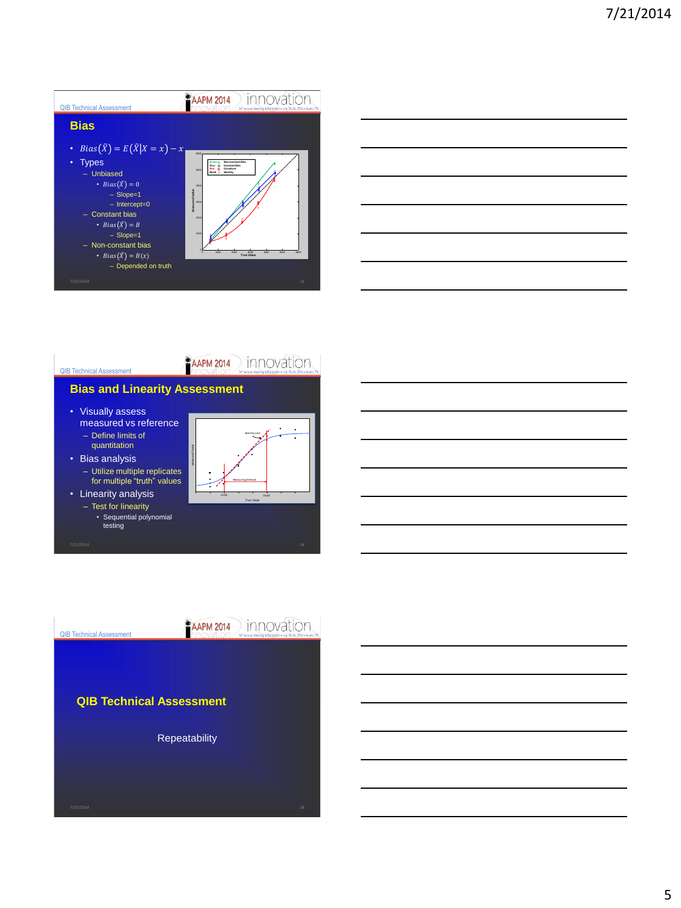## Bias

- $Bias(\hat{X}) = E(\hat{X}|X = x) - x$
- Types
  - Unbiased
    - $Bias(\hat{X}) = 0$
      - Slope=1
      - Intercept=0
  - Constant bias
    - $Bias(\hat{X}) = B$
      - Slope=1
  - Non-constant bias
    - $Bias(\hat{X}) = B(x)$
      - Depended on truth

## Bias and Linearity Assessment

- Visually assess measured vs reference
  - Define limits of quantitation
- Bias analysis
  - Utilize multiple replicates for multiple "truth" values
- Linearity analysis
  - Test for linearity
    - Sequential polynomial testing

## QIB Technical Assessment

Repeatability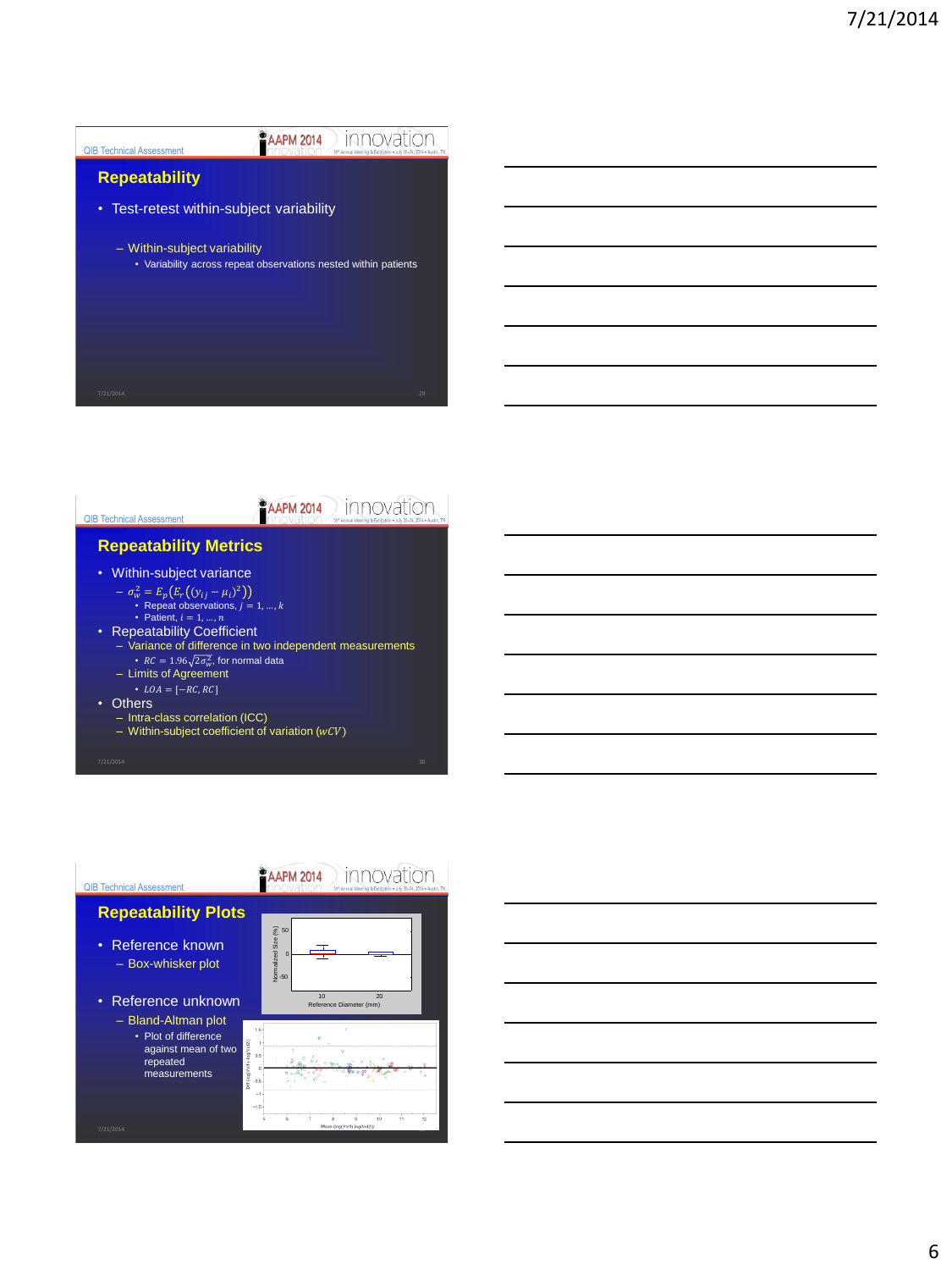## Repeatability

- Test-retest within-subject variability
  - Within-subject variability
    - Variability across repeat observations nested within patients

## Repeatability Metrics

- Within-subject variance
  - $\sigma_w^2 = E_p(E_r((y_{ij} - \mu_i)^2))$
    - Repeat observations, $j = 1, \ldots, k$
    - Patient, $i = 1, \ldots, n$
- Repeatability Coefficient
  - Variance of difference in two independent measurements
    - $RC = 1.96\sqrt{2\sigma_w^2}$, for normal data
  - Limits of Agreement
    - $LOA = [-RC, RC]$
- Others
  - Intra-class correlation (ICC)
  - Within-subject coefficient of variation ($wCV$)

## Repeatability Plots

- Reference known
  - Box-whisker plot
- Reference unknown
  - Bland-Altman plot
    - Plot of difference against mean of two repeated measurements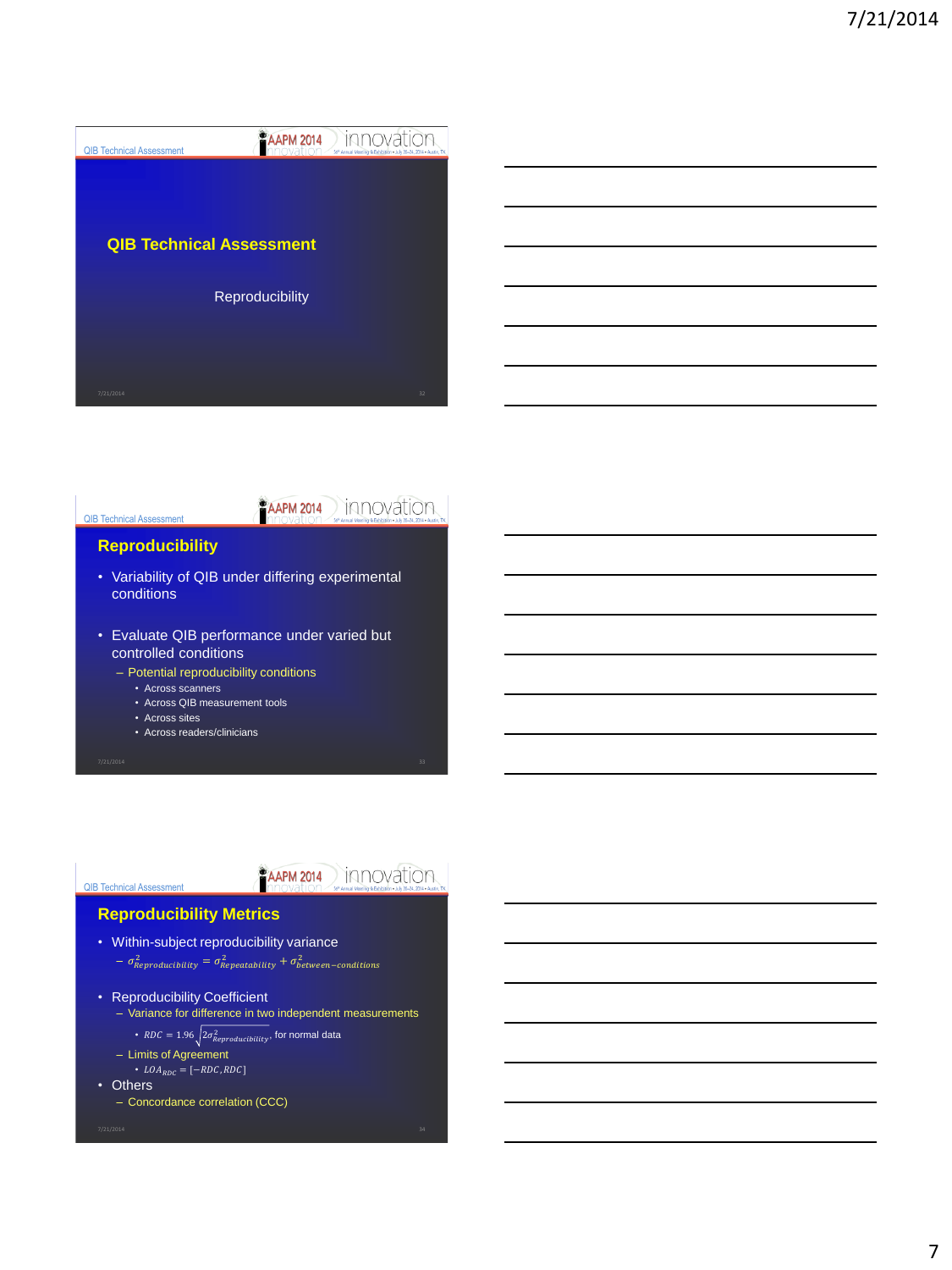## QIB Technical Assessment

Reproducibility

## Reproducibility

- Variability of QIB under differing experimental conditions
- Evaluate QIB performance under varied but controlled conditions
  - Potential reproducibility conditions
    - Across scanners
    - Across QIB measurement tools
    - Across sites
    - Across readers/clinicians

## Reproducibility Metrics

- Within-subject reproducibility variance
  - $\sigma^2_{Reproducibility} = \sigma^2_{Repeatability} + \sigma^2_{between-conditions}$
- Reproducibility Coefficient
  - Variance for difference in two independent measurements
    - $RDC = 1.96\sqrt{2\sigma^2_{Reproducibility}}$, for normal data
  - Limits of Agreement
    - $LOA_{RDC} = [-RDC, RDC]$
- Others
  - Concordance correlation (CCC)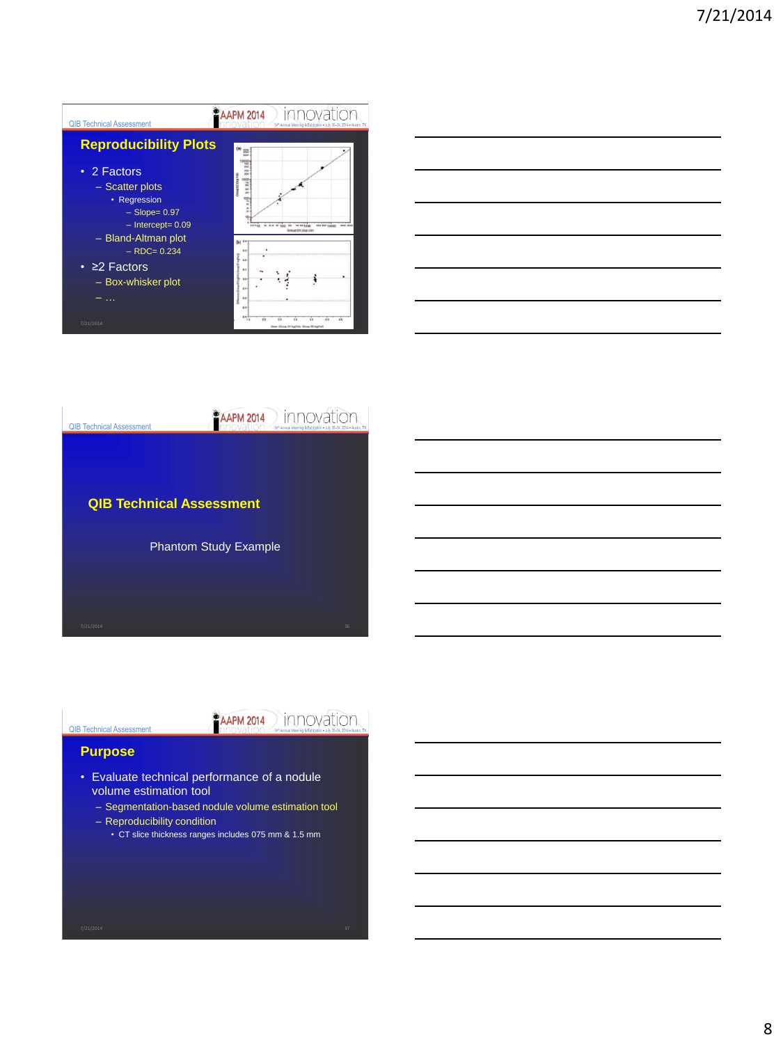## Reproducibility Plots

- 2 Factors
  - Scatter plots
    - Regression
      - Slope= 0.97
      - Intercept= 0.09
  - Bland-Altman plot
    - RDC= 0.234
- ≥2 Factors
  - Box-whisker plot
  - …

## QIB Technical Assessment

Phantom Study Example

## Purpose

- Evaluate technical performance of a nodule volume estimation tool
  - Segmentation-based nodule volume estimation tool
  - Reproducibility condition
    - CT slice thickness ranges includes 075 mm & 1.5 mm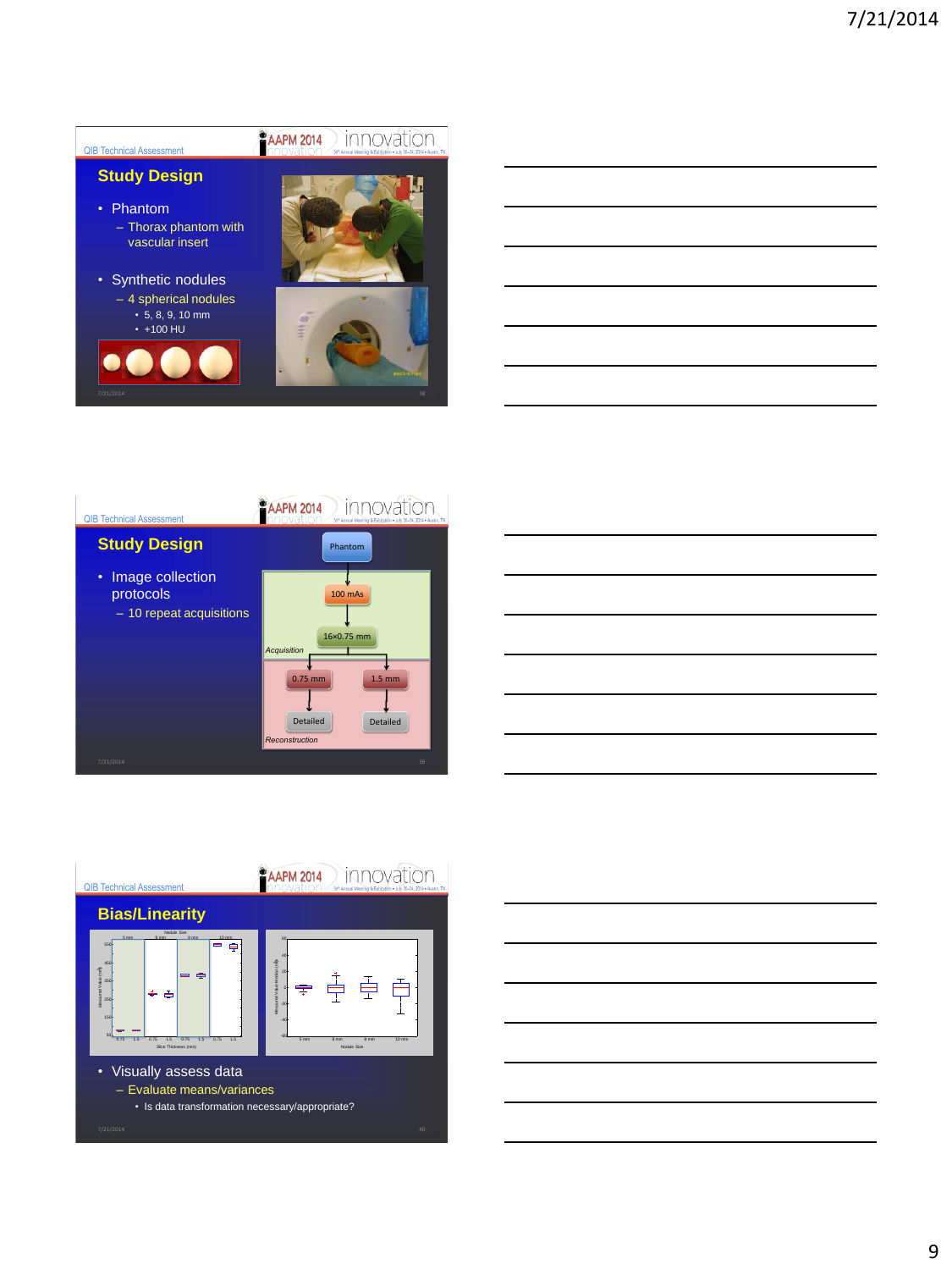QIB Technical Assessment

## Study Design

- Phantom
  - Thorax phantom with vascular insert
- Synthetic nodules
  - 4 spherical nodules
    - 5, 8, 9, 10 mm
    - +100 HU

QIB Technical Assessment

## Study Design

- Image collection protocols
  - 10 repeat acquisitions

Phantom → 100 mAs → 16×0.75 mm (Acquisition) → 0.75 mm → Detailed; 1.5 mm → Detailed (Reconstruction)

QIB Technical Assessment

## Bias/Linearity

- Visually assess data
  - Evaluate means/variances
    - Is data transformation necessary/appropriate?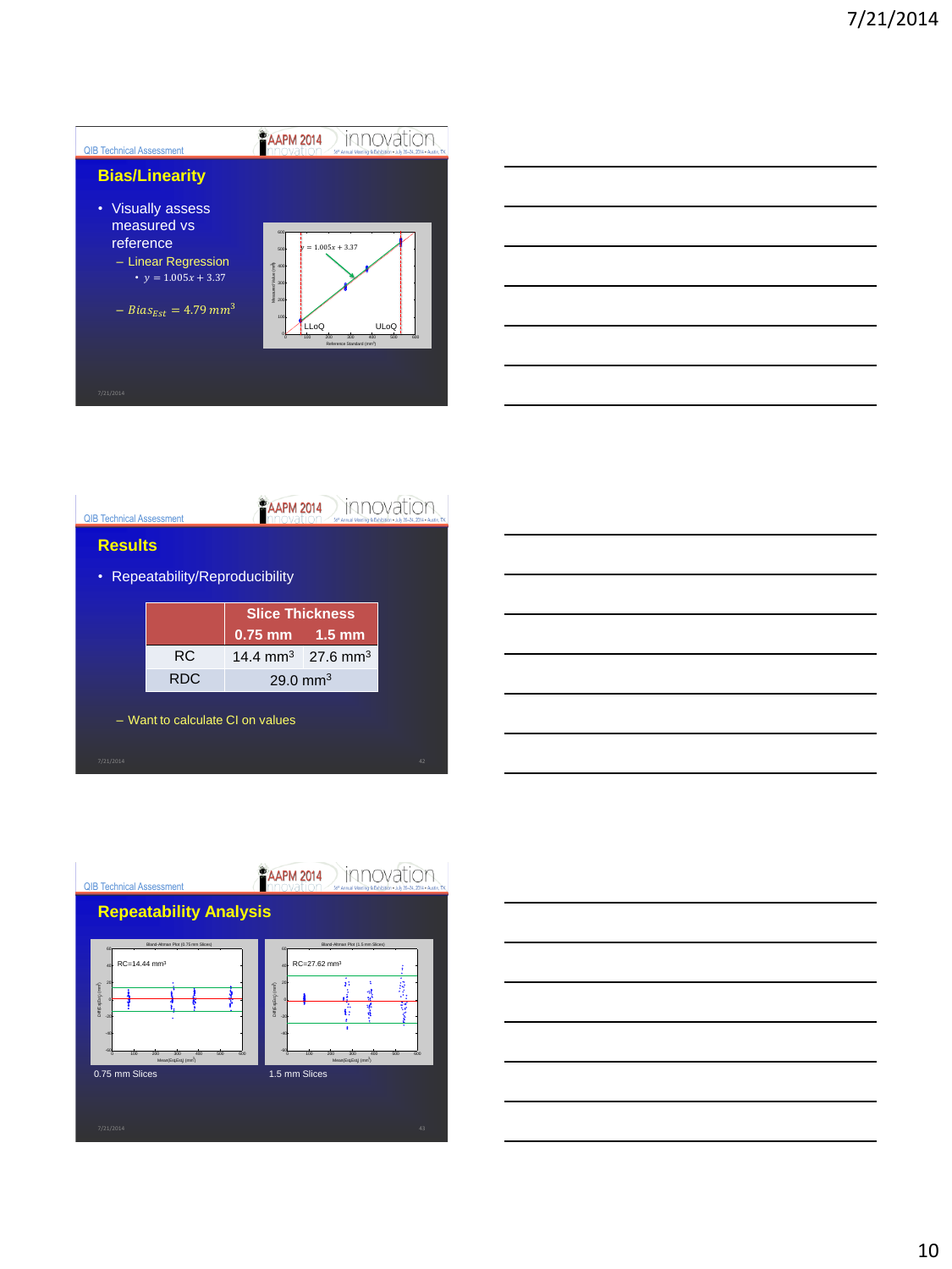## Bias/Linearity

- Visually assess measured vs reference
  - Linear Regression
    - $y = 1.005x + 3.37$
  - $Bias_{Est} = 4.79\ mm^3$

## Results

- Repeatability/Reproducibility

| | Slice Thickness | |
|---|---|---|
| | 0.75 mm | 1.5 mm |
| RC | 14.4 mm$^3$ | 27.6 mm$^3$ |
| RDC | 29.0 mm$^3$ | |

- Want to calculate CI on values

## Repeatability Analysis

0.75 mm Slices

1.5 mm Slices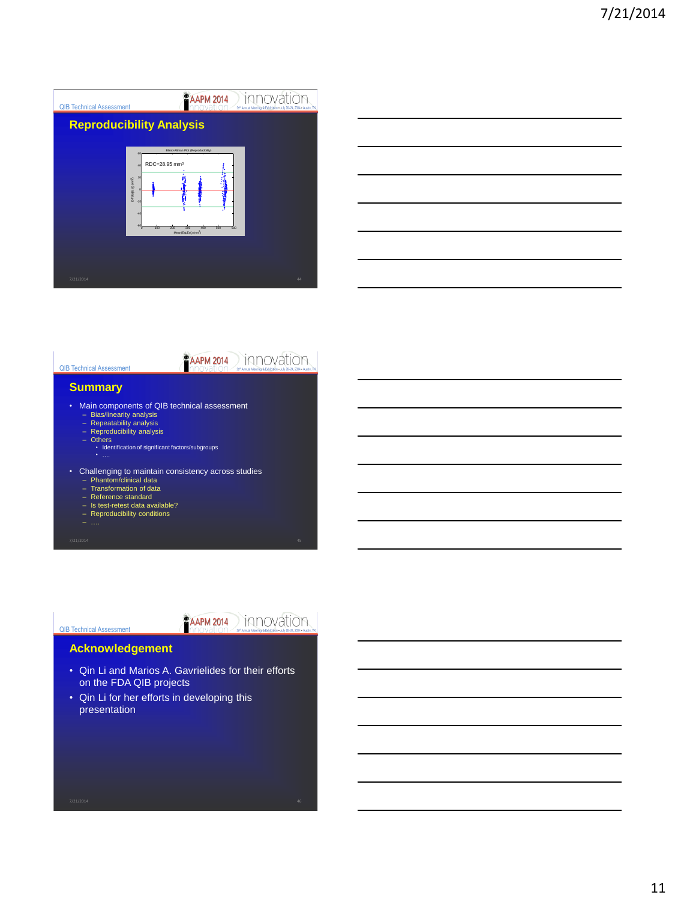QIB Technical Assessment

## Reproducibility Analysis

Bland-Altman Plot (Reproducibility)

RDC=28.95 mm³

QIB Technical Assessment

## Summary

- Main components of QIB technical assessment
  - Bias/linearity analysis
  - Repeatability analysis
  - Reproducibility analysis
  - Others
    - Identification of significant factors/subgroups
    - ….
- Challenging to maintain consistency across studies
  - Phantom/clinical data
  - Transformation of data
  - Reference standard
  - Is test-retest data available?
  - Reproducibility conditions
  - ….

QIB Technical Assessment

## Acknowledgement

- Qin Li and Marios A. Gavrielides for their efforts on the FDA QIB projects
- Qin Li for her efforts in developing this presentation